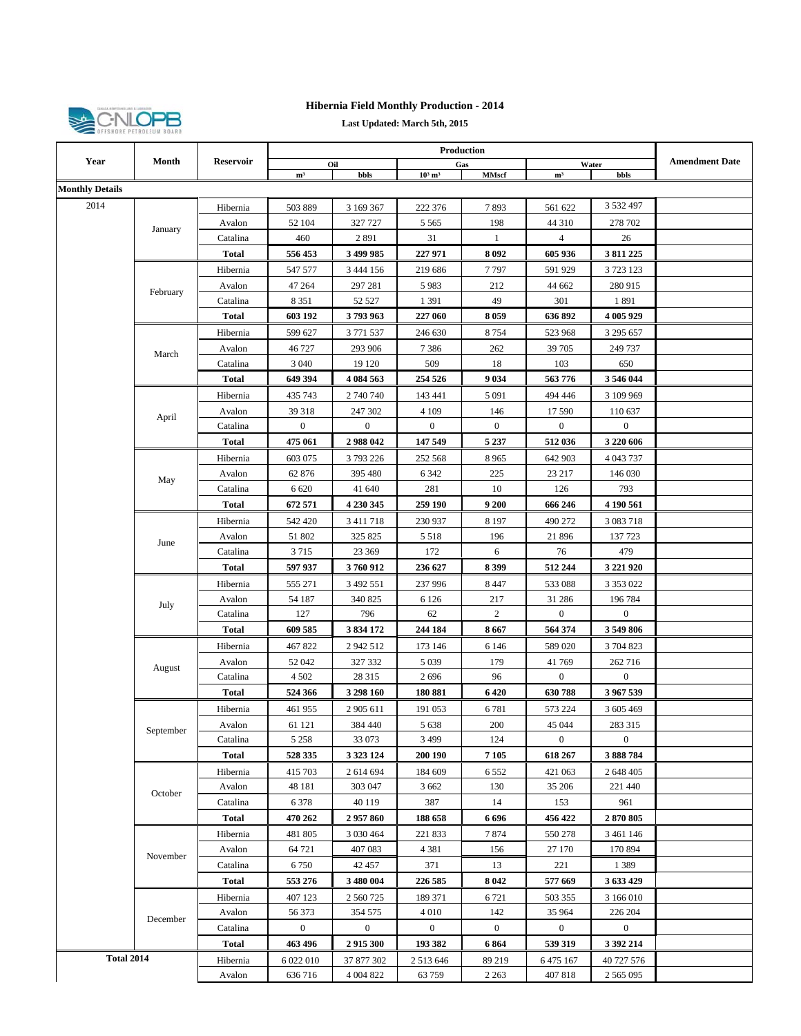# Hibernia Field Monthly Production - 2014

**Last Updated: March 5th, 2015**

| Year | Month | Reservoir | Production | | | | | | Amendment Date |
|---|---|---|---|---|---|---|---|---|---|
| | | | Oil | | Gas | | Water | | |
| | | | m³ | bbls | 10³ m³ | MMscf | m³ | bbls | |
| **Monthly Details** | | | | | | | | | |
| 2014 | January | Hibernia | 503 889 | 3 169 367 | 222 376 | 7 893 | 561 622 | 3 532 497 | |
| | | Avalon | 52 104 | 327 727 | 5 565 | 198 | 44 310 | 278 702 | |
| | | Catalina | 460 | 2 891 | 31 | 1 | 4 | 26 | |
| | | **Total** | **556 453** | **3 499 985** | **227 971** | **8 092** | **605 936** | **3 811 225** | |
| | February | Hibernia | 547 577 | 3 444 156 | 219 686 | 7 797 | 591 929 | 3 723 123 | |
| | | Avalon | 47 264 | 297 281 | 5 983 | 212 | 44 662 | 280 915 | |
| | | Catalina | 8 351 | 52 527 | 1 391 | 49 | 301 | 1 891 | |
| | | **Total** | **603 192** | **3 793 963** | **227 060** | **8 059** | **636 892** | **4 005 929** | |
| | March | Hibernia | 599 627 | 3 771 537 | 246 630 | 8 754 | 523 968 | 3 295 657 | |
| | | Avalon | 46 727 | 293 906 | 7 386 | 262 | 39 705 | 249 737 | |
| | | Catalina | 3 040 | 19 120 | 509 | 18 | 103 | 650 | |
| | | **Total** | **649 394** | **4 084 563** | **254 526** | **9 034** | **563 776** | **3 546 044** | |
| | April | Hibernia | 435 743 | 2 740 740 | 143 441 | 5 091 | 494 446 | 3 109 969 | |
| | | Avalon | 39 318 | 247 302 | 4 109 | 146 | 17 590 | 110 637 | |
| | | Catalina | 0 | 0 | 0 | 0 | 0 | 0 | |
| | | **Total** | **475 061** | **2 988 042** | **147 549** | **5 237** | **512 036** | **3 220 606** | |
| | May | Hibernia | 603 075 | 3 793 226 | 252 568 | 8 965 | 642 903 | 4 043 737 | |
| | | Avalon | 62 876 | 395 480 | 6 342 | 225 | 23 217 | 146 030 | |
| | | Catalina | 6 620 | 41 640 | 281 | 10 | 126 | 793 | |
| | | **Total** | **672 571** | **4 230 345** | **259 190** | **9 200** | **666 246** | **4 190 561** | |
| | June | Hibernia | 542 420 | 3 411 718 | 230 937 | 8 197 | 490 272 | 3 083 718 | |
| | | Avalon | 51 802 | 325 825 | 5 518 | 196 | 21 896 | 137 723 | |
| | | Catalina | 3 715 | 23 369 | 172 | 6 | 76 | 479 | |
| | | **Total** | **597 937** | **3 760 912** | **236 627** | **8 399** | **512 244** | **3 221 920** | |
| | July | Hibernia | 555 271 | 3 492 551 | 237 996 | 8 447 | 533 088 | 3 353 022 | |
| | | Avalon | 54 187 | 340 825 | 6 126 | 217 | 31 286 | 196 784 | |
| | | Catalina | 127 | 796 | 62 | 2 | 0 | 0 | |
| | | **Total** | **609 585** | **3 834 172** | **244 184** | **8 667** | **564 374** | **3 549 806** | |
| | August | Hibernia | 467 822 | 2 942 512 | 173 146 | 6 146 | 589 020 | 3 704 823 | |
| | | Avalon | 52 042 | 327 332 | 5 039 | 179 | 41 769 | 262 716 | |
| | | Catalina | 4 502 | 28 315 | 2 696 | 96 | 0 | 0 | |
| | | **Total** | **524 366** | **3 298 160** | **180 881** | **6 420** | **630 788** | **3 967 539** | |
| | September | Hibernia | 461 955 | 2 905 611 | 191 053 | 6 781 | 573 224 | 3 605 469 | |
| | | Avalon | 61 121 | 384 440 | 5 638 | 200 | 45 044 | 283 315 | |
| | | Catalina | 5 258 | 33 073 | 3 499 | 124 | 0 | 0 | |
| | | **Total** | **528 335** | **3 323 124** | **200 190** | **7 105** | **618 267** | **3 888 784** | |
| | October | Hibernia | 415 703 | 2 614 694 | 184 609 | 6 552 | 421 063 | 2 648 405 | |
| | | Avalon | 48 181 | 303 047 | 3 662 | 130 | 35 206 | 221 440 | |
| | | Catalina | 6 378 | 40 119 | 387 | 14 | 153 | 961 | |
| | | **Total** | **470 262** | **2 957 860** | **188 658** | **6 696** | **456 422** | **2 870 805** | |
| | November | Hibernia | 481 805 | 3 030 464 | 221 833 | 7 874 | 550 278 | 3 461 146 | |
| | | Avalon | 64 721 | 407 083 | 4 381 | 156 | 27 170 | 170 894 | |
| | | Catalina | 6 750 | 42 457 | 371 | 13 | 221 | 1 389 | |
| | | **Total** | **553 276** | **3 480 004** | **226 585** | **8 042** | **577 669** | **3 633 429** | |
| | December | Hibernia | 407 123 | 2 560 725 | 189 371 | 6 721 | 503 355 | 3 166 010 | |
| | | Avalon | 56 373 | 354 575 | 4 010 | 142 | 35 964 | 226 204 | |
| | | Catalina | 0 | 0 | 0 | 0 | 0 | 0 | |
| | | **Total** | **463 496** | **2 915 300** | **193 382** | **6 864** | **539 319** | **3 392 214** | |
| **Total 2014** | | Hibernia | 6 022 010 | 37 877 302 | 2 513 646 | 89 219 | 6 475 167 | 40 727 576 | |
| | | Avalon | 636 716 | 4 004 822 | 63 759 | 2 263 | 407 818 | 2 565 095 | |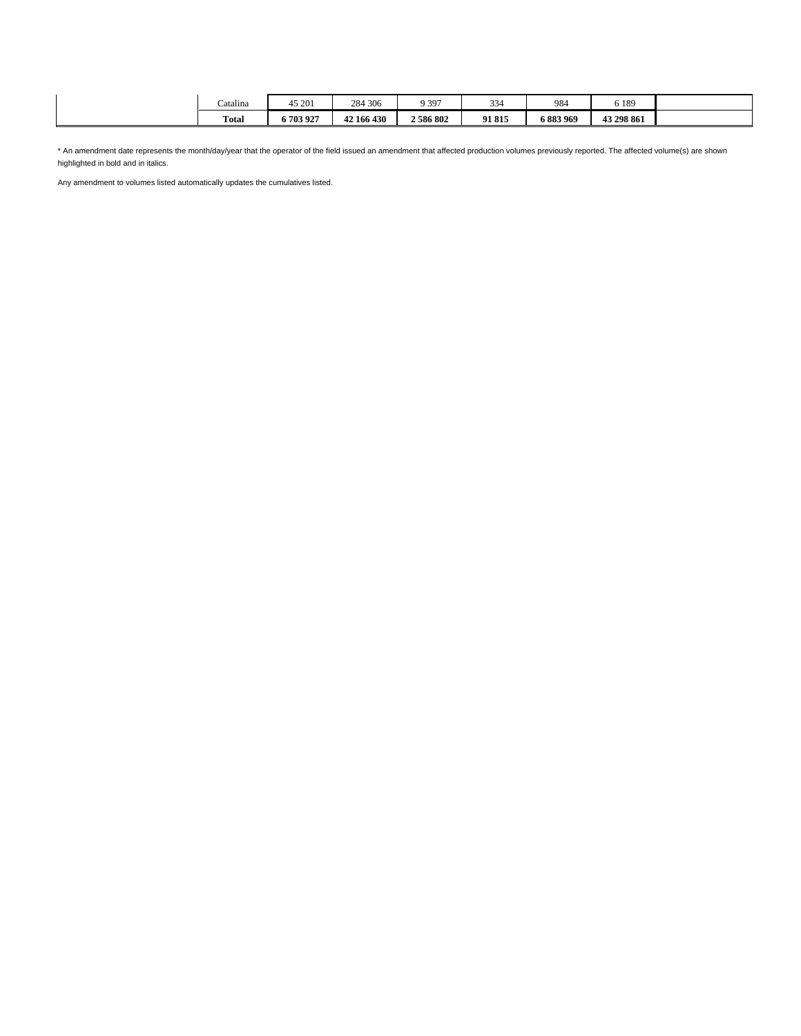| | | | | | | | | |
|---|---|---|---|---|---|---|---|---|
| | Catalina | 45 201 | 284 306 | 9 397 | 334 | 984 | 6 189 | |
| | **Total** | **6 703 927** | **42 166 430** | **2 586 802** | **91 815** | **6 883 969** | **43 298 861** | |

* An amendment date represents the month/day/year that the operator of the field issued an amendment that affected production volumes previously reported. The affected volume(s) are shown highlighted in bold and in italics.

Any amendment to volumes listed automatically updates the cumulatives listed.